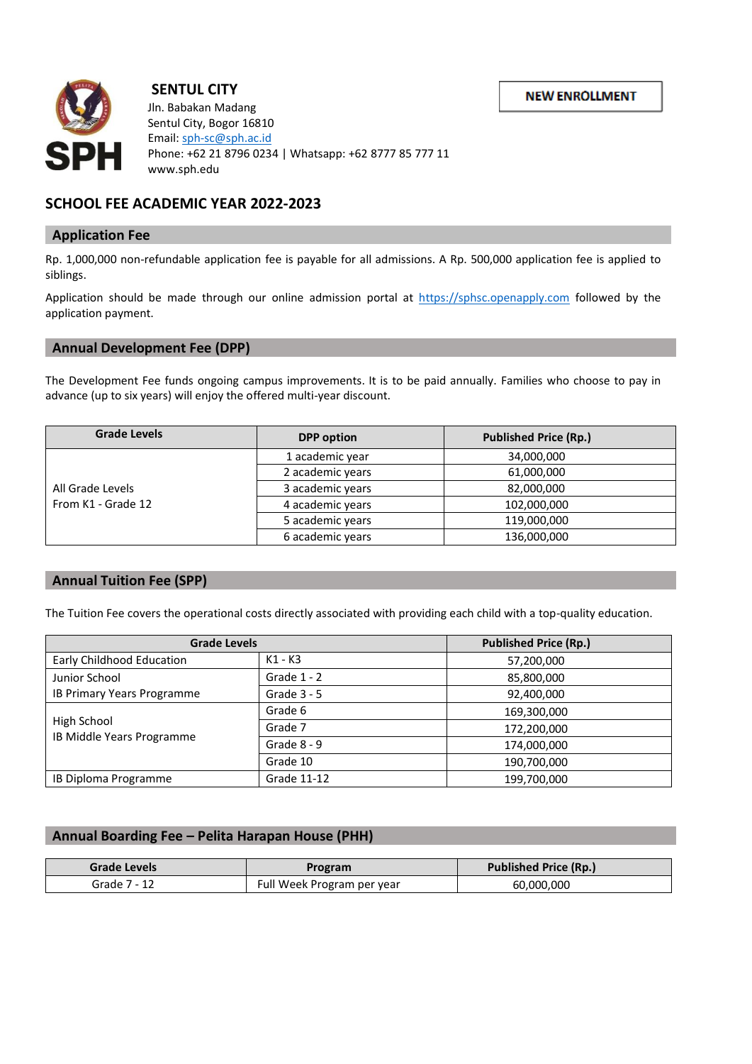**SENTUL CITY**
Jln. Babakan Madang
Sentul City, Bogor 16810
Email: sph-sc@sph.ac.id
Phone: +62 21 8796 0234 | Whatsapp: +62 8777 85 777 11
www.sph.edu

**NEW ENROLLMENT**

# SCHOOL FEE ACADEMIC YEAR 2022-2023

## Application Fee

Rp. 1,000,000 non-refundable application fee is payable for all admissions. A Rp. 500,000 application fee is applied to siblings.

Application should be made through our online admission portal at https://sphsc.openapply.com followed by the application payment.

## Annual Development Fee (DPP)

The Development Fee funds ongoing campus improvements. It is to be paid annually. Families who choose to pay in advance (up to six years) will enjoy the offered multi-year discount.

| Grade Levels | DPP option | Published Price (Rp.) |
|---|---|---|
| All Grade Levels From K1 - Grade 12 | 1 academic year | 34,000,000 |
| | 2 academic years | 61,000,000 |
| | 3 academic years | 82,000,000 |
| | 4 academic years | 102,000,000 |
| | 5 academic years | 119,000,000 |
| | 6 academic years | 136,000,000 |

## Annual Tuition Fee (SPP)

The Tuition Fee covers the operational costs directly associated with providing each child with a top-quality education.

| Grade Levels | | Published Price (Rp.) |
|---|---|---|
| Early Childhood Education | K1 - K3 | 57,200,000 |
| Junior School IB Primary Years Programme | Grade 1 - 2 | 85,800,000 |
| | Grade 3 - 5 | 92,400,000 |
| High School IB Middle Years Programme | Grade 6 | 169,300,000 |
| | Grade 7 | 172,200,000 |
| | Grade 8 - 9 | 174,000,000 |
| | Grade 10 | 190,700,000 |
| IB Diploma Programme | Grade 11-12 | 199,700,000 |

## Annual Boarding Fee – Pelita Harapan House (PHH)

| Grade Levels | Program | Published Price (Rp.) |
|---|---|---|
| Grade 7 - 12 | Full Week Program per year | 60,000,000 |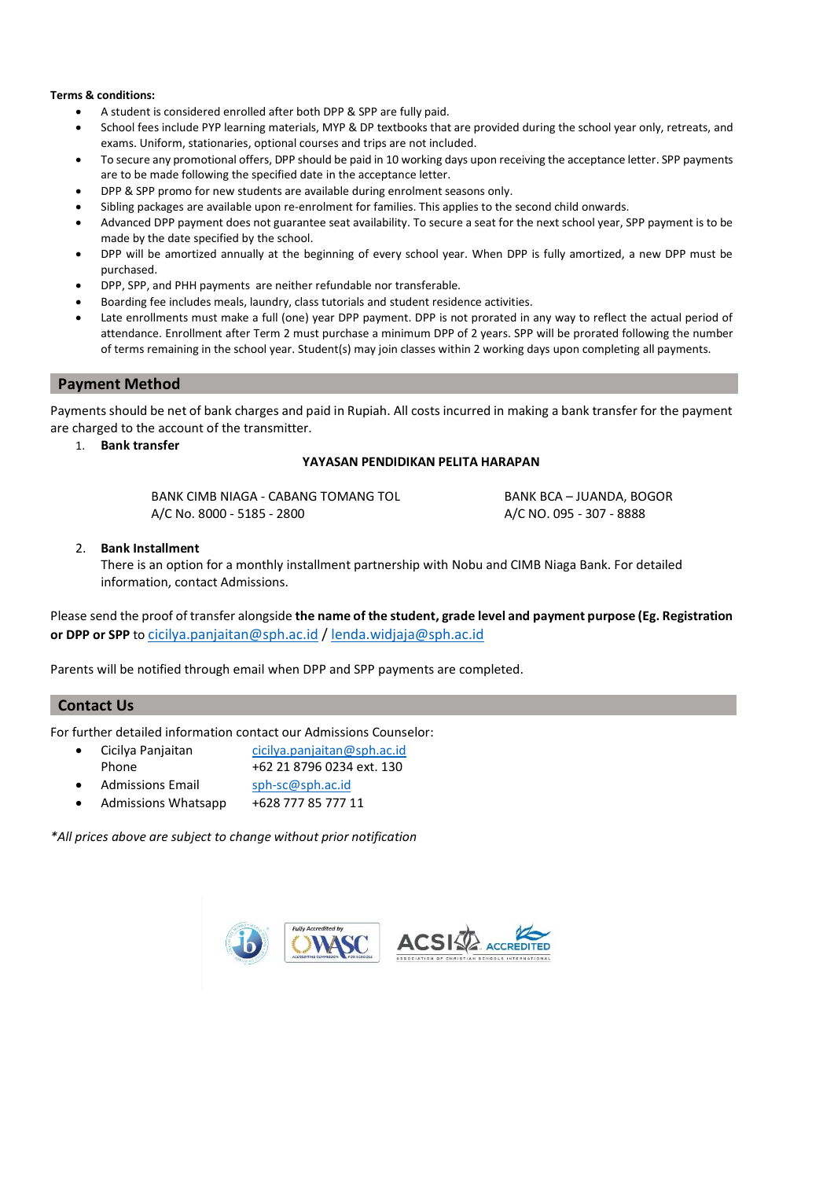**Terms & conditions:**

- A student is considered enrolled after both DPP & SPP are fully paid.
- School fees include PYP learning materials, MYP & DP textbooks that are provided during the school year only, retreats, and exams. Uniform, stationaries, optional courses and trips are not included.
- To secure any promotional offers, DPP should be paid in 10 working days upon receiving the acceptance letter. SPP payments are to be made following the specified date in the acceptance letter.
- DPP & SPP promo for new students are available during enrolment seasons only.
- Sibling packages are available upon re-enrolment for families. This applies to the second child onwards.
- Advanced DPP payment does not guarantee seat availability. To secure a seat for the next school year, SPP payment is to be made by the date specified by the school.
- DPP will be amortized annually at the beginning of every school year. When DPP is fully amortized, a new DPP must be purchased.
- DPP, SPP, and PHH payments are neither refundable nor transferable.
- Boarding fee includes meals, laundry, class tutorials and student residence activities.
- Late enrollments must make a full (one) year DPP payment. DPP is not prorated in any way to reflect the actual period of attendance. Enrollment after Term 2 must purchase a minimum DPP of 2 years. SPP will be prorated following the number of terms remaining in the school year. Student(s) may join classes within 2 working days upon completing all payments.

## Payment Method

Payments should be net of bank charges and paid in Rupiah. All costs incurred in making a bank transfer for the payment are charged to the account of the transmitter.

1. **Bank transfer**

   **YAYASAN PENDIDIKAN PELITA HARAPAN**

   BANK CIMB NIAGA - CABANG TOMANG TOL
   A/C No. 8000 - 5185 - 2800

   BANK BCA – JUANDA, BOGOR
   A/C NO. 095 - 307 - 8888

2. **Bank Installment**
   There is an option for a monthly installment partnership with Nobu and CIMB Niaga Bank. For detailed information, contact Admissions.

Please send the proof of transfer alongside **the name of the student, grade level and payment purpose (Eg. Registration or DPP or SPP** to cicilya.panjaitan@sph.ac.id / lenda.widjaja@sph.ac.id

Parents will be notified through email when DPP and SPP payments are completed.

## Contact Us

For further detailed information contact our Admissions Counselor:

- Cicilya Panjaitan — cicilya.panjaitan@sph.ac.id
  Phone — +62 21 8796 0234 ext. 130
- Admissions Email — sph-sc@sph.ac.id
- Admissions Whatsapp — +628 777 85 777 11

*\*All prices above are subject to change without prior notification*